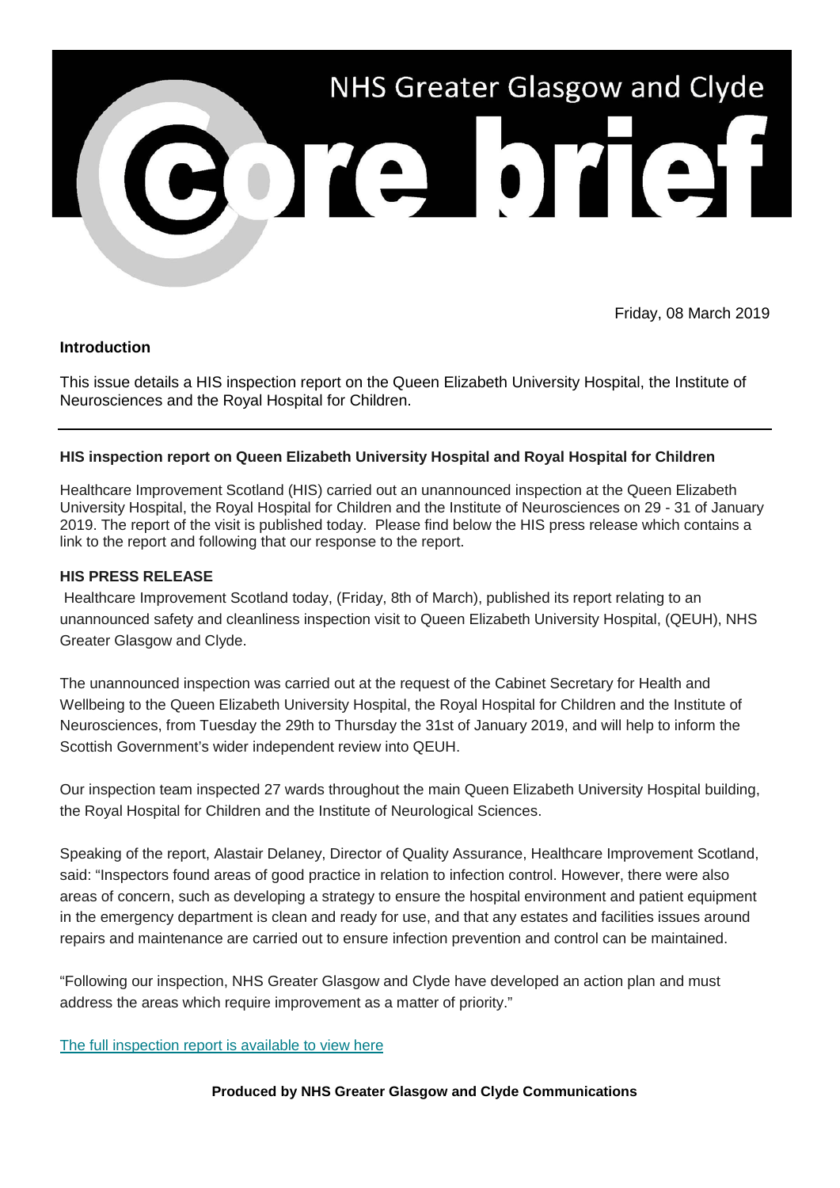# NHS Greater Glasgow and Clyde core brief

Friday, 08 March 2019

## Introduction

This issue details a HIS inspection report on the Queen Elizabeth University Hospital, the Institute of Neurosciences and the Royal Hospital for Children.

---

### HIS inspection report on Queen Elizabeth University Hospital and Royal Hospital for Children

Healthcare Improvement Scotland (HIS) carried out an unannounced inspection at the Queen Elizabeth University Hospital, the Royal Hospital for Children and the Institute of Neurosciences on 29 - 31 of January 2019. The report of the visit is published today. Please find below the HIS press release which contains a link to the report and following that our response to the report.

### HIS PRESS RELEASE

Healthcare Improvement Scotland today, (Friday, 8th of March), published its report relating to an unannounced safety and cleanliness inspection visit to Queen Elizabeth University Hospital, (QEUH), NHS Greater Glasgow and Clyde.

The unannounced inspection was carried out at the request of the Cabinet Secretary for Health and Wellbeing to the Queen Elizabeth University Hospital, the Royal Hospital for Children and the Institute of Neurosciences, from Tuesday the 29th to Thursday the 31st of January 2019, and will help to inform the Scottish Government's wider independent review into QEUH.

Our inspection team inspected 27 wards throughout the main Queen Elizabeth University Hospital building, the Royal Hospital for Children and the Institute of Neurological Sciences.

Speaking of the report, Alastair Delaney, Director of Quality Assurance, Healthcare Improvement Scotland, said: "Inspectors found areas of good practice in relation to infection control. However, there were also areas of concern, such as developing a strategy to ensure the hospital environment and patient equipment in the emergency department is clean and ready for use, and that any estates and facilities issues around repairs and maintenance are carried out to ensure infection prevention and control can be maintained.

"Following our inspection, NHS Greater Glasgow and Clyde have developed an action plan and must address the areas which require improvement as a matter of priority."

The full inspection report is available to view here

**Produced by NHS Greater Glasgow and Clyde Communications**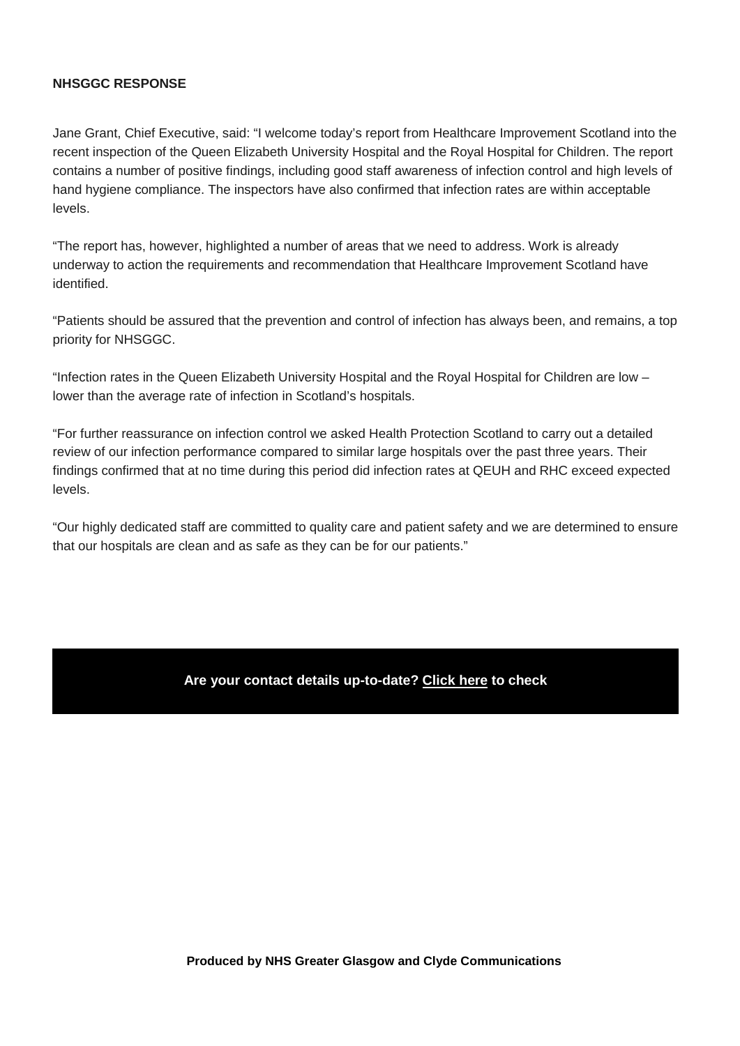**NHSGGC RESPONSE**

Jane Grant, Chief Executive, said: "I welcome today's report from Healthcare Improvement Scotland into the recent inspection of the Queen Elizabeth University Hospital and the Royal Hospital for Children. The report contains a number of positive findings, including good staff awareness of infection control and high levels of hand hygiene compliance. The inspectors have also confirmed that infection rates are within acceptable levels.

"The report has, however, highlighted a number of areas that we need to address. Work is already underway to action the requirements and recommendation that Healthcare Improvement Scotland have identified.

"Patients should be assured that the prevention and control of infection has always been, and remains, a top priority for NHSGGC.

"Infection rates in the Queen Elizabeth University Hospital and the Royal Hospital for Children are low – lower than the average rate of infection in Scotland's hospitals.

"For further reassurance on infection control we asked Health Protection Scotland to carry out a detailed review of our infection performance compared to similar large hospitals over the past three years. Their findings confirmed that at no time during this period did infection rates at QEUH and RHC exceed expected levels.

"Our highly dedicated staff are committed to quality care and patient safety and we are determined to ensure that our hospitals are clean and as safe as they can be for our patients."

**Are your contact details up-to-date? Click here to check**

**Produced by NHS Greater Glasgow and Clyde Communications**